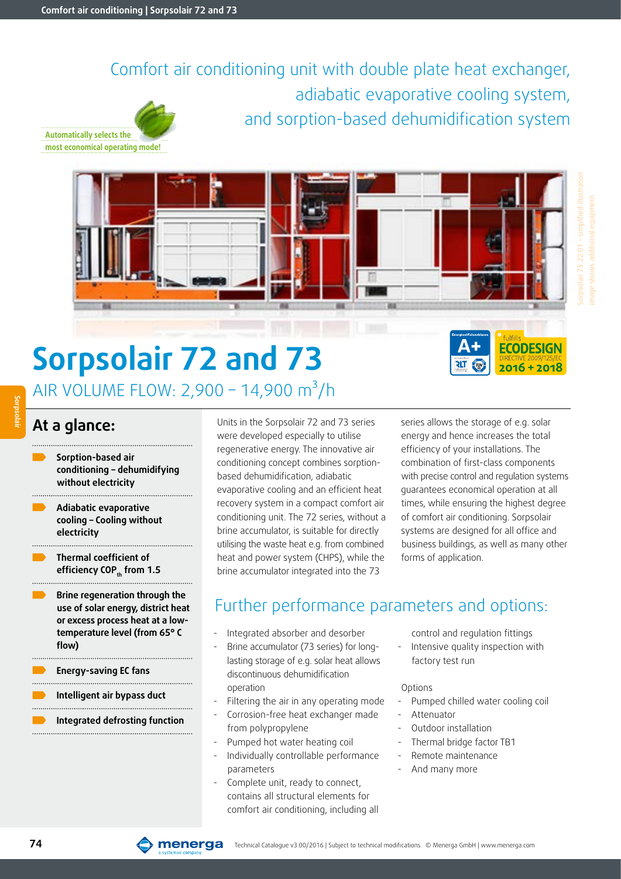Comfort air conditioning unit with double plate heat exchanger, adiabatic evaporative cooling system, and sorption-based dehumidification system

Automatically selects the most economical operating mode!

Sorpsolair 73 22.01 - simplified illustration image shows additional equipment

# Sorpsolair 72 and 73

AIR VOLUME FLOW: 2,900 – 14,900 $m^3/h$

## At a glance:

- **Sorption-based air conditioning – dehumidifying without electricity**
- **Adiabatic evaporative cooling – Cooling without electricity**
- **Thermal coefficient of efficiency $COP_{th}$ from 1.5**
- **Brine regeneration through the use of solar energy, district heat or excess process heat at a low-temperature level (from 65° C flow)**
- **Energy-saving EC fans**
- **Intelligent air bypass duct**
- **Integrated defrosting function**

Units in the Sorpsolair 72 and 73 series were developed especially to utilise regenerative energy. The innovative air conditioning concept combines sorption-based dehumidification, adiabatic evaporative cooling and an efficient heat recovery system in a compact comfort air conditioning unit. The 72 series, without a brine accumulator, is suitable for directly utilising the waste heat e.g. from combined heat and power system (CHPS), while the brine accumulator integrated into the 73 series allows the storage of e.g. solar energy and hence increases the total efficiency of your installations. The combination of first-class components with precise control and regulation systems guarantees economical operation at all times, while ensuring the highest degree of comfort air conditioning. Sorpsolair systems are designed for all office and business buildings, as well as many other forms of application.

## Further performance parameters and options:

- Integrated absorber and desorber
- Brine accumulator (73 series) for long-lasting storage of e.g. solar heat allows discontinuous dehumidification operation
- Filtering the air in any operating mode
- Corrosion-free heat exchanger made from polypropylene
- Pumped hot water heating coil
- Individually controllable performance parameters
- Complete unit, ready to connect, contains all structural elements for comfort air conditioning, including all control and regulation fittings
- Intensive quality inspection with factory test run

Options

- Pumped chilled water cooling coil
- Attenuator
- Outdoor installation
- Thermal bridge factor TB1
- Remote maintenance
- And many more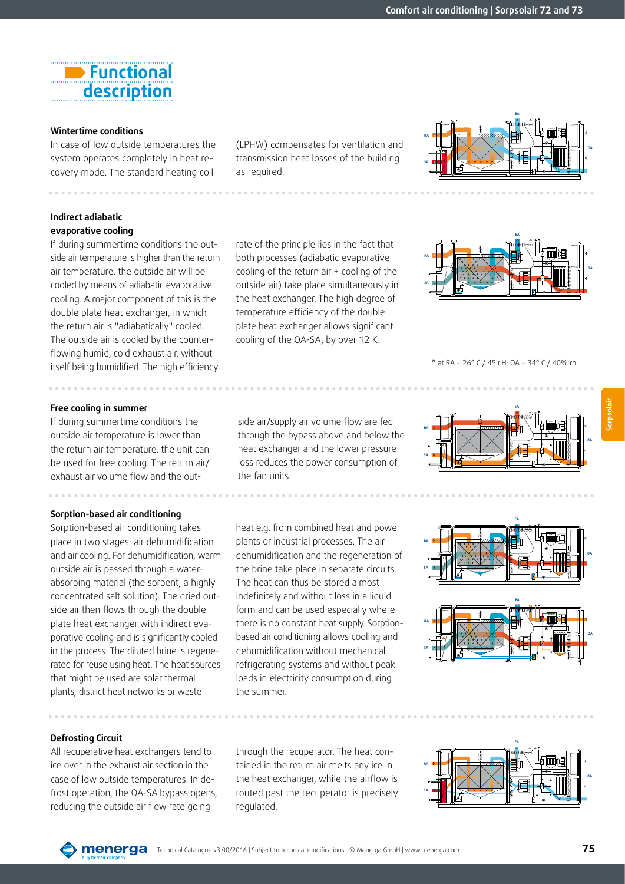# Functional description

### Wintertime conditions

In case of low outside temperatures the system operates completely in heat recovery mode. The standard heating coil (LPHW) compensates for ventilation and transmission heat losses of the building as required.

### Indirect adiabatic evaporative cooling

If during summertime conditions the outside air temperature is higher than the return air temperature, the outside air will be cooled by means of adiabatic evaporative cooling. A major component of this is the double plate heat exchanger, in which the return air is "adiabatically" cooled. The outside air is cooled by the counter-flowing humid, cold exhaust air, without itself being humidified. The high efficiency rate of the principle lies in the fact that both processes (adiabatic evaporative cooling of the return air + cooling of the outside air) take place simultaneously in the heat exchanger. The high degree of temperature efficiency of the double plate heat exchanger allows significant cooling of the OA-SA, by over 12 K.

* at RA = 26° C / 45 r.H; OA = 34° C / 40% rh.

### Free cooling in summer

If during summertime conditions the outside air temperature is lower than the return air temperature, the unit can be used for free cooling. The return air/exhaust air volume flow and the outside air/supply air volume flow are fed through the bypass above and below the heat exchanger and the lower pressure loss reduces the power consumption of the fan units.

### Sorption-based air conditioning

Sorption-based air conditioning takes place in two stages: air dehumidification and air cooling. For dehumidification, warm outside air is passed through a water-absorbing material (the sorbent, a highly concentrated salt solution). The dried outside air then flows through the double plate heat exchanger with indirect evaporative cooling and is significantly cooled in the process. The diluted brine is regenerated for reuse using heat. The heat sources that might be used are solar thermal plants, district heat networks or waste heat e.g. from combined heat and power plants or industrial processes. The air dehumidification and the regeneration of the brine take place in separate circuits. The heat can thus be stored almost indefinitely and without loss in a liquid form and can be used especially where there is no constant heat supply. Sorption-based air conditioning allows cooling and dehumidification without mechanical refrigerating systems and without peak loads in electricity consumption during the summer.

### Defrosting Circuit

All recuperative heat exchangers tend to ice over in the exhaust air section in the case of low outside temperatures. In defrost operation, the OA-SA bypass opens, reducing the outside air flow rate going through the recuperator. The heat contained in the return air melts any ice in the heat exchanger, while the airflow is routed past the recuperator is precisely regulated.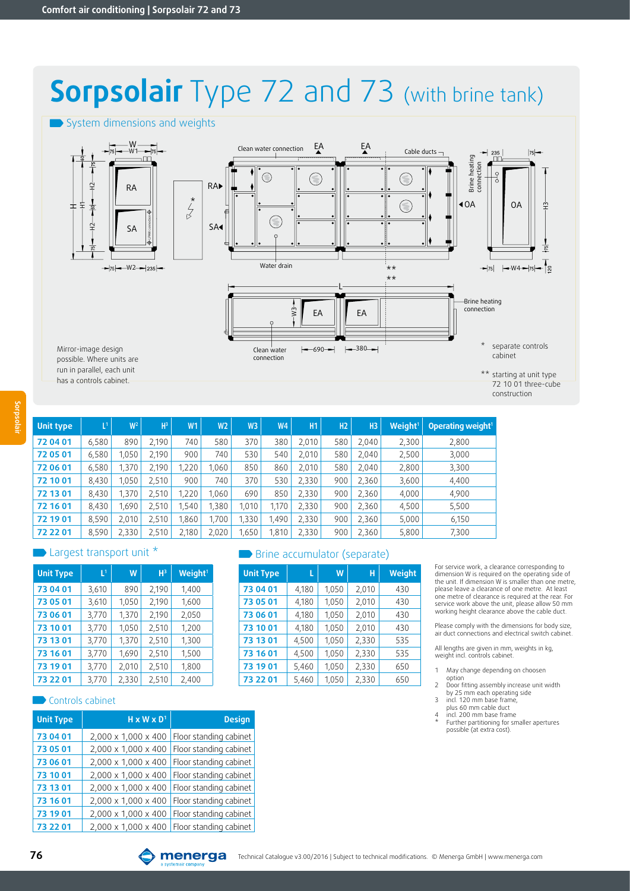# Sorpsolair Type 72 and 73 (with brine tank)

## System dimensions and weights

Clean water connection EA EA Cable ducts Brine heating connection

RA SA RA SA OA OA

Water drain

Brine heating connection

Clean water connection 690 380

EA EA

Mirror-image design possible. Where units are run in parallel, each unit has a controls cabinet.

\* separate controls cabinet

\*\* starting at unit type 72 10 01 three-cube construction

| Unit type | L[1] | W[2] | H[3] | W1 | W2 | W3 | W4 | H1 | H2 | H3 | Weight[1] | Operating weight[1] |
|---|---|---|---|---|---|---|---|---|---|---|---|---|
| 72 04 01 | 6,580 | 890 | 2,190 | 740 | 580 | 370 | 380 | 2,010 | 580 | 2,040 | 2,300 | 2,800 |
| 72 05 01 | 6,580 | 1,050 | 2,190 | 900 | 740 | 530 | 540 | 2,010 | 580 | 2,040 | 2,500 | 3,000 |
| 72 06 01 | 6,580 | 1,370 | 2,190 | 1,220 | 1,060 | 850 | 860 | 2,010 | 580 | 2,040 | 2,800 | 3,300 |
| 72 10 01 | 8,430 | 1,050 | 2,510 | 900 | 740 | 370 | 530 | 2,330 | 900 | 2,360 | 3,600 | 4,400 |
| 72 13 01 | 8,430 | 1,370 | 2,510 | 1,220 | 1,060 | 690 | 850 | 2,330 | 900 | 2,360 | 4,000 | 4,900 |
| 72 16 01 | 8,430 | 1,690 | 2,510 | 1,540 | 1,380 | 1,010 | 1,170 | 2,330 | 900 | 2,360 | 4,500 | 5,500 |
| 72 19 01 | 8,590 | 2,010 | 2,510 | 1,860 | 1,700 | 1,330 | 1,490 | 2,330 | 900 | 2,360 | 5,000 | 6,150 |
| 72 22 01 | 8,590 | 2,330 | 2,510 | 2,180 | 2,020 | 1,650 | 1,810 | 2,330 | 900 | 2,360 | 5,800 | 7,300 |

## Largest transport unit *

| Unit Type | L[1] | W | H[3] | Weight[1] |
|---|---|---|---|---|
| 73 04 01 | 3,610 | 890 | 2,190 | 1,400 |
| 73 05 01 | 3,610 | 1,050 | 2,190 | 1,600 |
| 73 06 01 | 3,770 | 1,370 | 2,190 | 2,050 |
| 73 10 01 | 3,770 | 1,050 | 2,510 | 1,200 |
| 73 13 01 | 3,770 | 1,370 | 2,510 | 1,300 |
| 73 16 01 | 3,770 | 1,690 | 2,510 | 1,500 |
| 73 19 01 | 3,770 | 2,010 | 2,510 | 1,800 |
| 73 22 01 | 3,770 | 2,330 | 2,510 | 2,400 |

## Brine accumulator (separate)

| Unit Type | L | W | H | Weight |
|---|---|---|---|---|
| 73 04 01 | 4,180 | 1,050 | 2,010 | 430 |
| 73 05 01 | 4,180 | 1,050 | 2,010 | 430 |
| 73 06 01 | 4,180 | 1,050 | 2,010 | 430 |
| 73 10 01 | 4,180 | 1,050 | 2,010 | 430 |
| 73 13 01 | 4,500 | 1,050 | 2,330 | 535 |
| 73 16 01 | 4,500 | 1,050 | 2,330 | 535 |
| 73 19 01 | 5,460 | 1,050 | 2,330 | 650 |
| 73 22 01 | 5,460 | 1,050 | 2,330 | 650 |

## Controls cabinet

| Unit Type | H x W x D[1] | Design |
|---|---|---|
| 73 04 01 | 2,000 x 1,000 x 400 | Floor standing cabinet |
| 73 05 01 | 2,000 x 1,000 x 400 | Floor standing cabinet |
| 73 06 01 | 2,000 x 1,000 x 400 | Floor standing cabinet |
| 73 10 01 | 2,000 x 1,000 x 400 | Floor standing cabinet |
| 73 13 01 | 2,000 x 1,000 x 400 | Floor standing cabinet |
| 73 16 01 | 2,000 x 1,000 x 400 | Floor standing cabinet |
| 73 19 01 | 2,000 x 1,000 x 400 | Floor standing cabinet |
| 73 22 01 | 2,000 x 1,000 x 400 | Floor standing cabinet |

For service work, a clearance corresponding to dimension W is required on the operating side of the unit. If dimension W is smaller than one metre, please leave a clearance of one metre. At least one metre of clearance is required at the rear. For service work above the unit, please allow 50 mm working height clearance above the cable duct.

Please comply with the dimensions for body size, air duct connections and electrical switch cabinet.

All lengths are given in mm, weights in kg, weight incl. controls cabinet.

1 May change depending on choosen option
2 Door fitting assembly increase unit width by 25 mm each operating side
3 incl. 120 mm base frame, plus 60 mm cable duct
4 incl. 200 mm base frame
\* Further partitioning for smaller apertures possible (at extra cost).

Technical Catalogue v3.00/2016 | Subject to technical modifications. © Menerga GmbH | www.menerga.com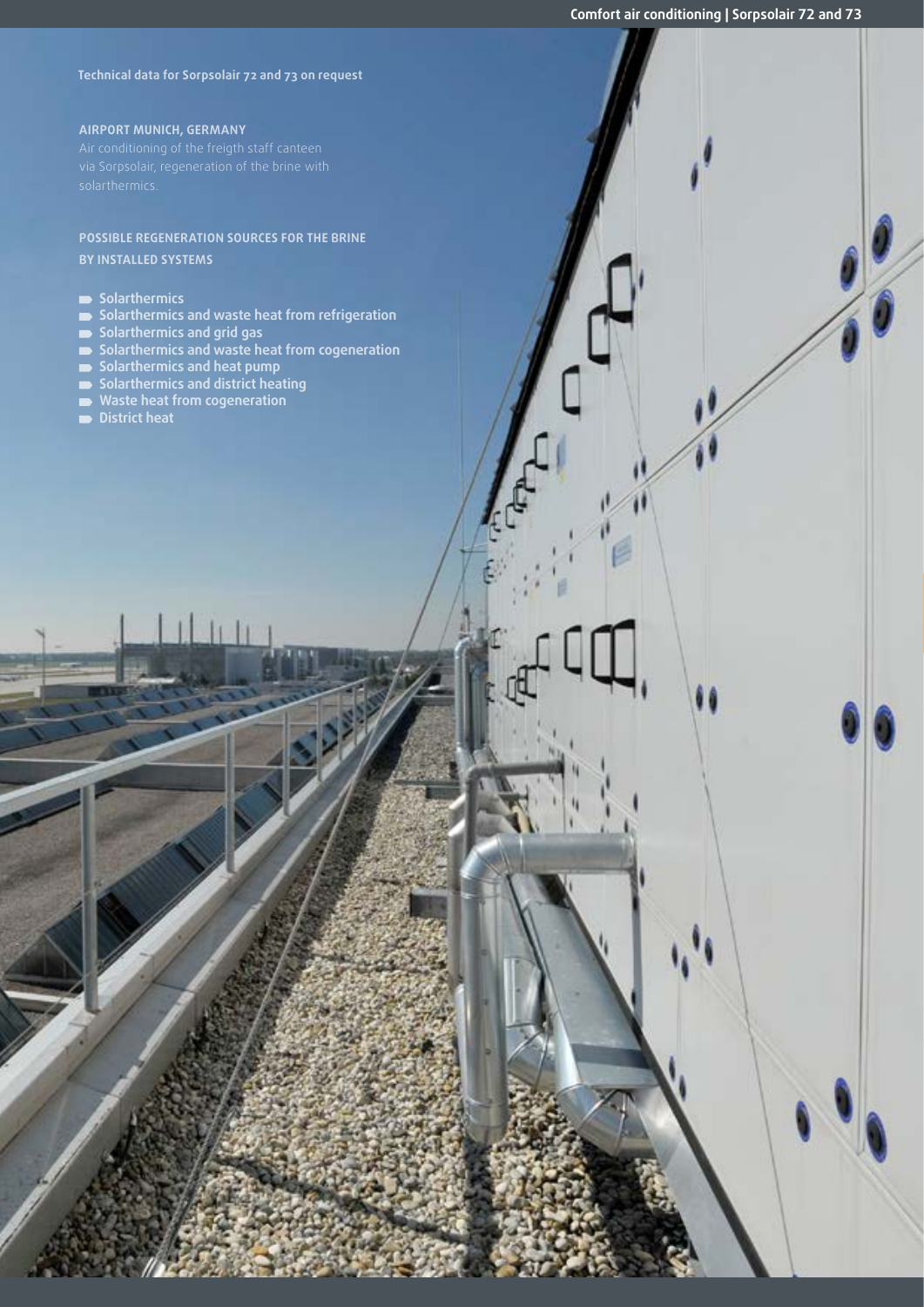**Technical data for Sorpsolair 72 and 73 on request**

**AIRPORT MUNICH, GERMANY**

Air conditioning of the freigth staff canteen via Sorpsolair, regeneration of the brine with solarthermics.

**POSSIBLE REGENERATION SOURCES FOR THE BRINE BY INSTALLED SYSTEMS**

- Solarthermics
- Solarthermics and waste heat from refrigeration
- Solarthermics and grid gas
- Solarthermics and waste heat from cogeneration
- Solarthermics and heat pump
- Solarthermics and district heating
- Waste heat from cogeneration
- District heat